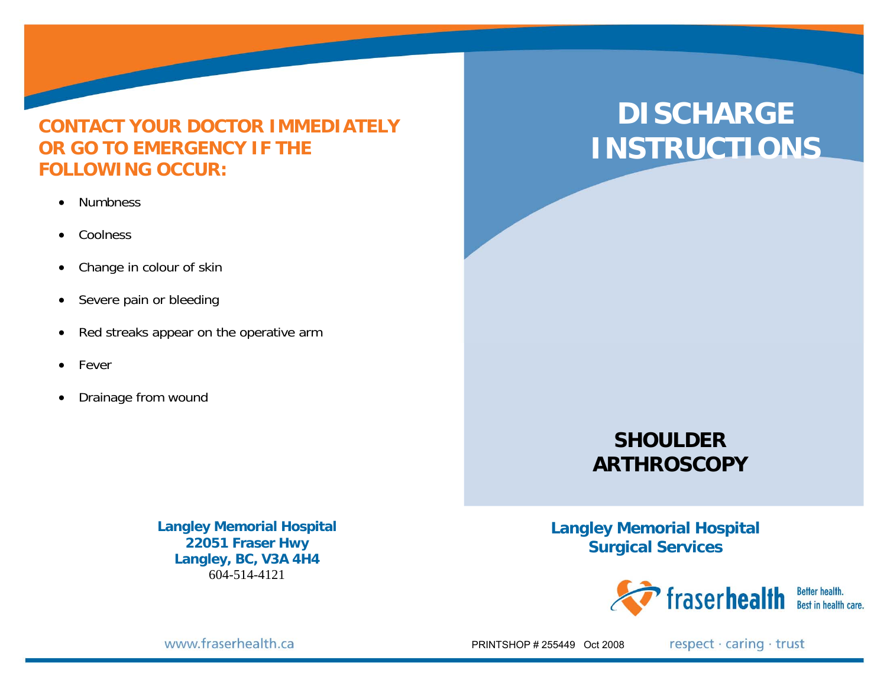## CONTACT YOUR DOCTOR IMMEDIATELY OR GO TO EMERGENCY IF THE FOLLOWING OCCUR:

- Numbness
- Coolness
- Change in colour of skin
- Severe pain or bleeding
- Red streaks appear on the operative arm
- Fever
- Drainage from wound

**Langley Memorial Hospital**
**22051 Fraser Hwy**
**Langley, BC, V3A 4H4**
604-514-4121

www.fraserhealth.ca

# DISCHARGE INSTRUCTIONS

## SHOULDER ARTHROSCOPY

**Langley Memorial Hospital**
**Surgical Services**

fraserhealth Better health. Best in health care.

PRINTSHOP # 255449 Oct 2008

respect · caring · trust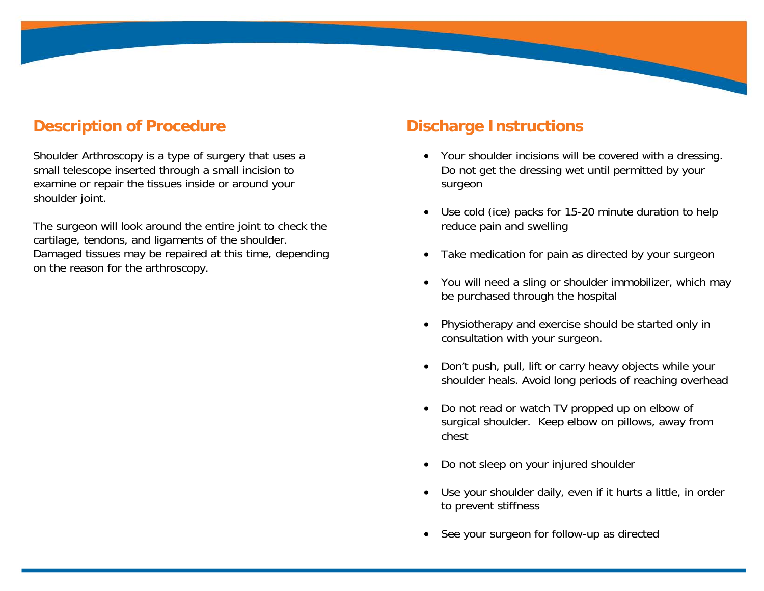## Description of Procedure

Shoulder Arthroscopy is a type of surgery that uses a small telescope inserted through a small incision to examine or repair the tissues inside or around your shoulder joint.

The surgeon will look around the entire joint to check the cartilage, tendons, and ligaments of the shoulder. Damaged tissues may be repaired at this time, depending on the reason for the arthroscopy.

## Discharge Instructions

- Your shoulder incisions will be covered with a dressing. Do not get the dressing wet until permitted by your surgeon
- Use cold (ice) packs for 15-20 minute duration to help reduce pain and swelling
- Take medication for pain as directed by your surgeon
- You will need a sling or shoulder immobilizer, which may be purchased through the hospital
- Physiotherapy and exercise should be started only in consultation with your surgeon.
- Don't push, pull, lift or carry heavy objects while your shoulder heals. Avoid long periods of reaching overhead
- Do not read or watch TV propped up on elbow of surgical shoulder. Keep elbow on pillows, away from chest
- Do not sleep on your injured shoulder
- Use your shoulder daily, even if it hurts a little, in order to prevent stiffness
- See your surgeon for follow-up as directed